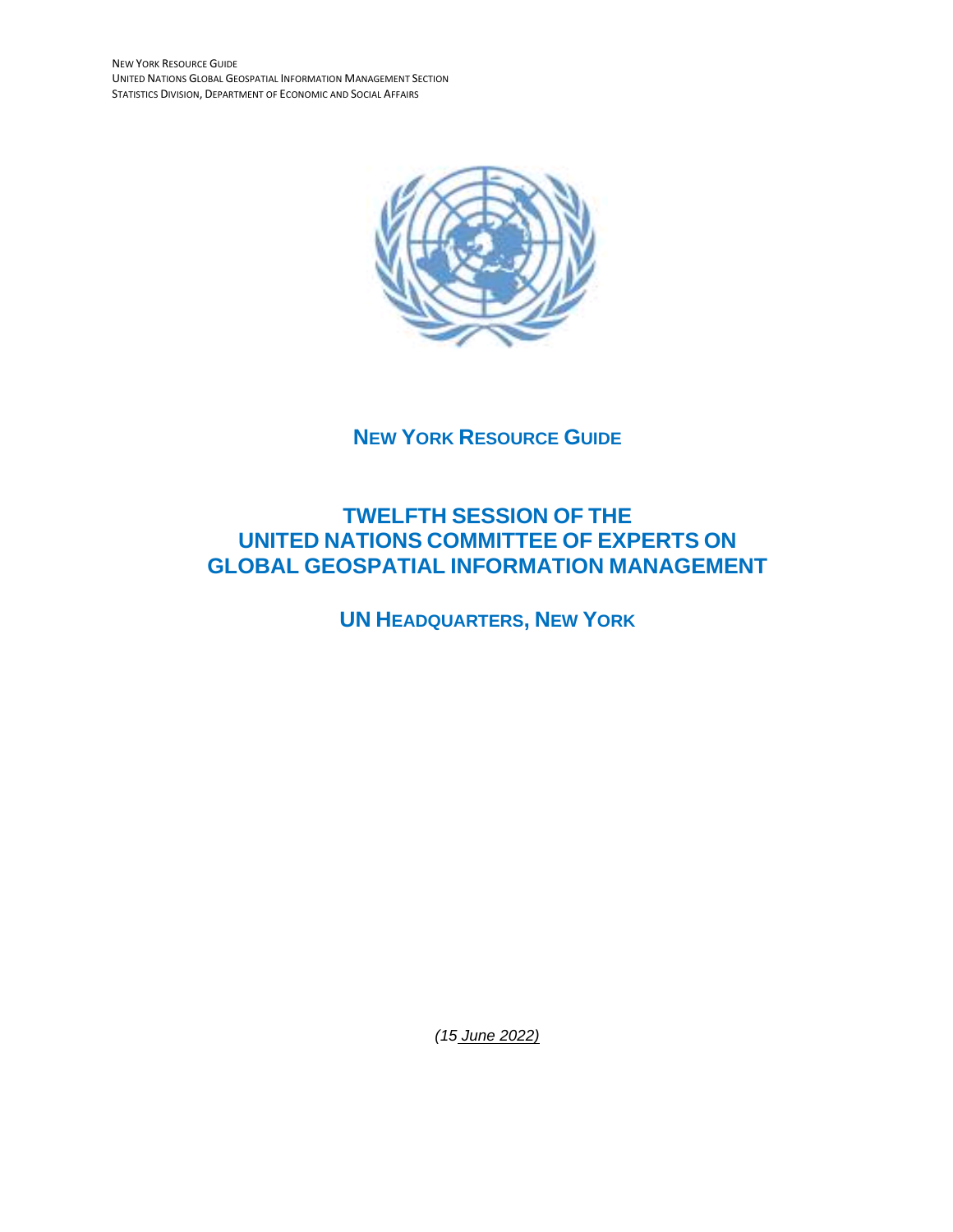# NEW YORK RESOURCE GUIDE

# TWELFTH SESSION OF THE UNITED NATIONS COMMITTEE OF EXPERTS ON GLOBAL GEOSPATIAL INFORMATION MANAGEMENT

## UN HEADQUARTERS, NEW YORK

*(15 June 2022)*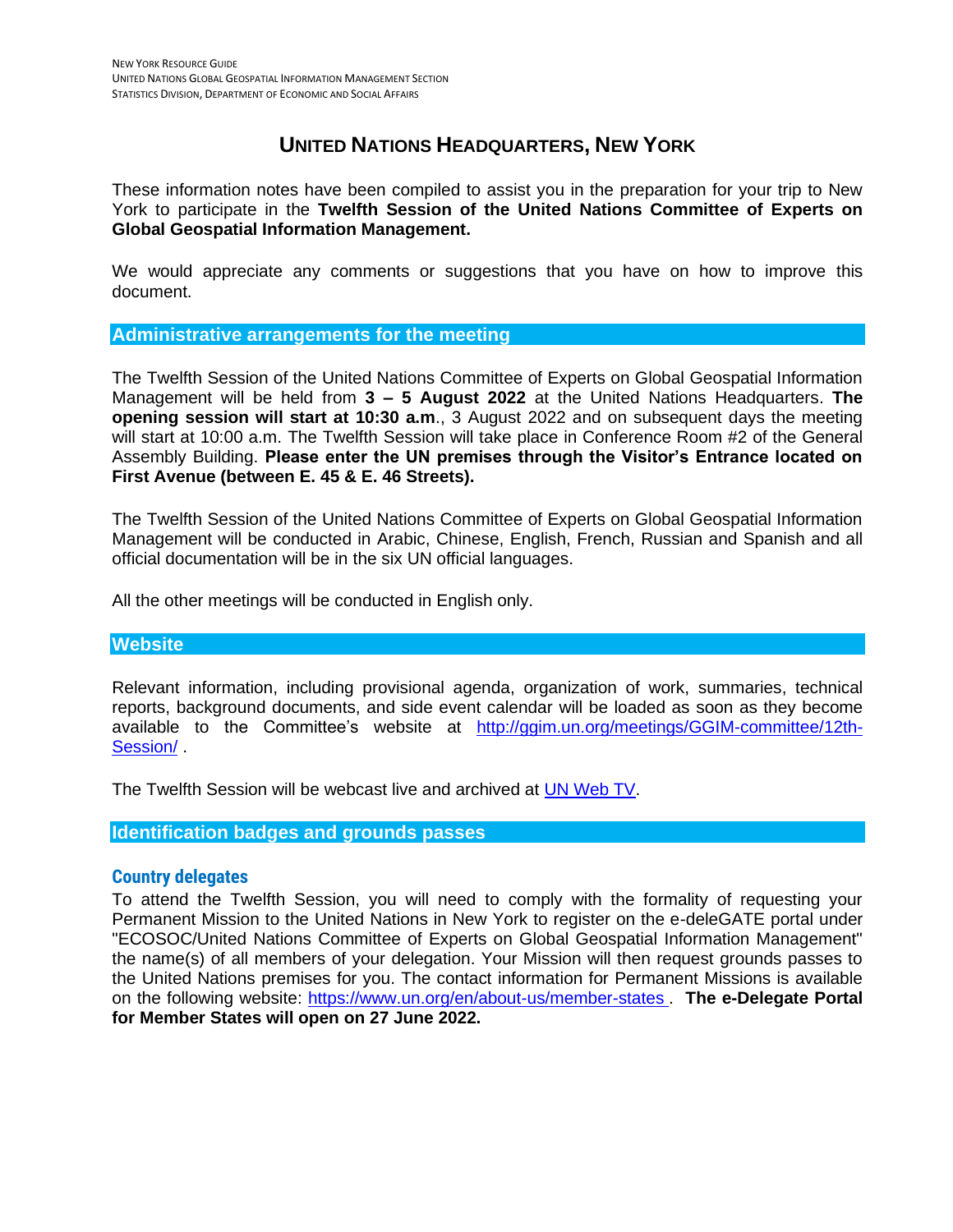# UNITED NATIONS HEADQUARTERS, NEW YORK

These information notes have been compiled to assist you in the preparation for your trip to New York to participate in the **Twelfth Session of the United Nations Committee of Experts on Global Geospatial Information Management.**

We would appreciate any comments or suggestions that you have on how to improve this document.

## Administrative arrangements for the meeting

The Twelfth Session of the United Nations Committee of Experts on Global Geospatial Information Management will be held from **3 – 5 August 2022** at the United Nations Headquarters. **The opening session will start at 10:30 a.m**., 3 August 2022 and on subsequent days the meeting will start at 10:00 a.m. The Twelfth Session will take place in Conference Room #2 of the General Assembly Building. **Please enter the UN premises through the Visitor's Entrance located on First Avenue (between E. 45 & E. 46 Streets).**

The Twelfth Session of the United Nations Committee of Experts on Global Geospatial Information Management will be conducted in Arabic, Chinese, English, French, Russian and Spanish and all official documentation will be in the six UN official languages.

All the other meetings will be conducted in English only.

## Website

Relevant information, including provisional agenda, organization of work, summaries, technical reports, background documents, and side event calendar will be loaded as soon as they become available to the Committee's website at [http://ggim.un.org/meetings/GGIM-committee/12th-Session/](http://ggim.un.org/meetings/GGIM-committee/12th-Session/) .

The Twelfth Session will be webcast live and archived at UN Web TV.

## Identification badges and grounds passes

### Country delegates

To attend the Twelfth Session, you will need to comply with the formality of requesting your Permanent Mission to the United Nations in New York to register on the e-deleGATE portal under "ECOSOC/United Nations Committee of Experts on Global Geospatial Information Management" the name(s) of all members of your delegation. Your Mission will then request grounds passes to the United Nations premises for you. The contact information for Permanent Missions is available on the following website: [https://www.un.org/en/about-us/member-states](https://www.un.org/en/about-us/member-states) . **The e-Delegate Portal for Member States will open on 27 June 2022.**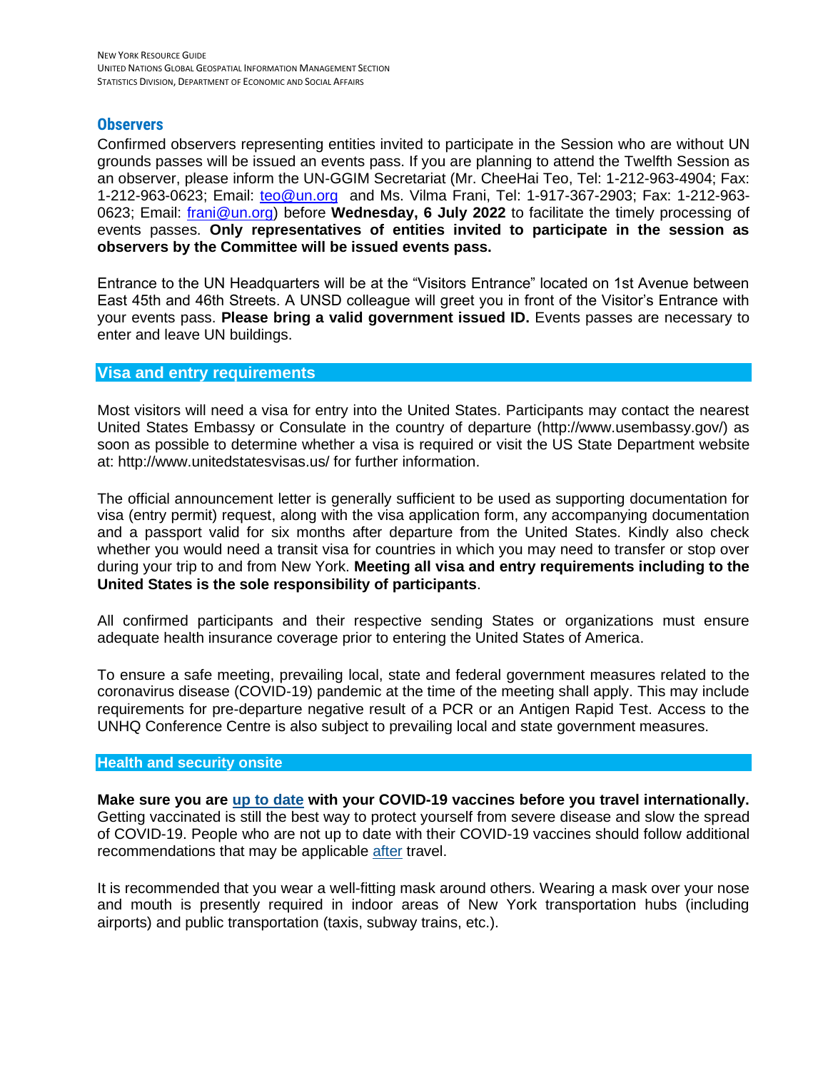## Observers

Confirmed observers representing entities invited to participate in the Session who are without UN grounds passes will be issued an events pass. If you are planning to attend the Twelfth Session as an observer, please inform the UN-GGIM Secretariat (Mr. CheeHai Teo, Tel: 1-212-963-4904; Fax: 1-212-963-0623; Email: teo@un.org and Ms. Vilma Frani, Tel: 1-917-367-2903; Fax: 1-212-963-0623; Email: frani@un.org) before **Wednesday, 6 July 2022** to facilitate the timely processing of events passes. **Only representatives of entities invited to participate in the session as observers by the Committee will be issued events pass.**

Entrance to the UN Headquarters will be at the "Visitors Entrance" located on 1st Avenue between East 45th and 46th Streets. A UNSD colleague will greet you in front of the Visitor's Entrance with your events pass. **Please bring a valid government issued ID.** Events passes are necessary to enter and leave UN buildings.

## Visa and entry requirements

Most visitors will need a visa for entry into the United States. Participants may contact the nearest United States Embassy or Consulate in the country of departure (http://www.usembassy.gov/) as soon as possible to determine whether a visa is required or visit the US State Department website at: http://www.unitedstatesvisas.us/ for further information.

The official announcement letter is generally sufficient to be used as supporting documentation for visa (entry permit) request, along with the visa application form, any accompanying documentation and a passport valid for six months after departure from the United States. Kindly also check whether you would need a transit visa for countries in which you may need to transfer or stop over during your trip to and from New York. **Meeting all visa and entry requirements including to the United States is the sole responsibility of participants**.

All confirmed participants and their respective sending States or organizations must ensure adequate health insurance coverage prior to entering the United States of America.

To ensure a safe meeting, prevailing local, state and federal government measures related to the coronavirus disease (COVID-19) pandemic at the time of the meeting shall apply. This may include requirements for pre-departure negative result of a PCR or an Antigen Rapid Test. Access to the UNHQ Conference Centre is also subject to prevailing local and state government measures.

## Health and security onsite

**Make sure you are up to date with your COVID-19 vaccines before you travel internationally.** Getting vaccinated is still the best way to protect yourself from severe disease and slow the spread of COVID-19. People who are not up to date with their COVID-19 vaccines should follow additional recommendations that may be applicable after travel.

It is recommended that you wear a well-fitting mask around others. Wearing a mask over your nose and mouth is presently required in indoor areas of New York transportation hubs (including airports) and public transportation (taxis, subway trains, etc.).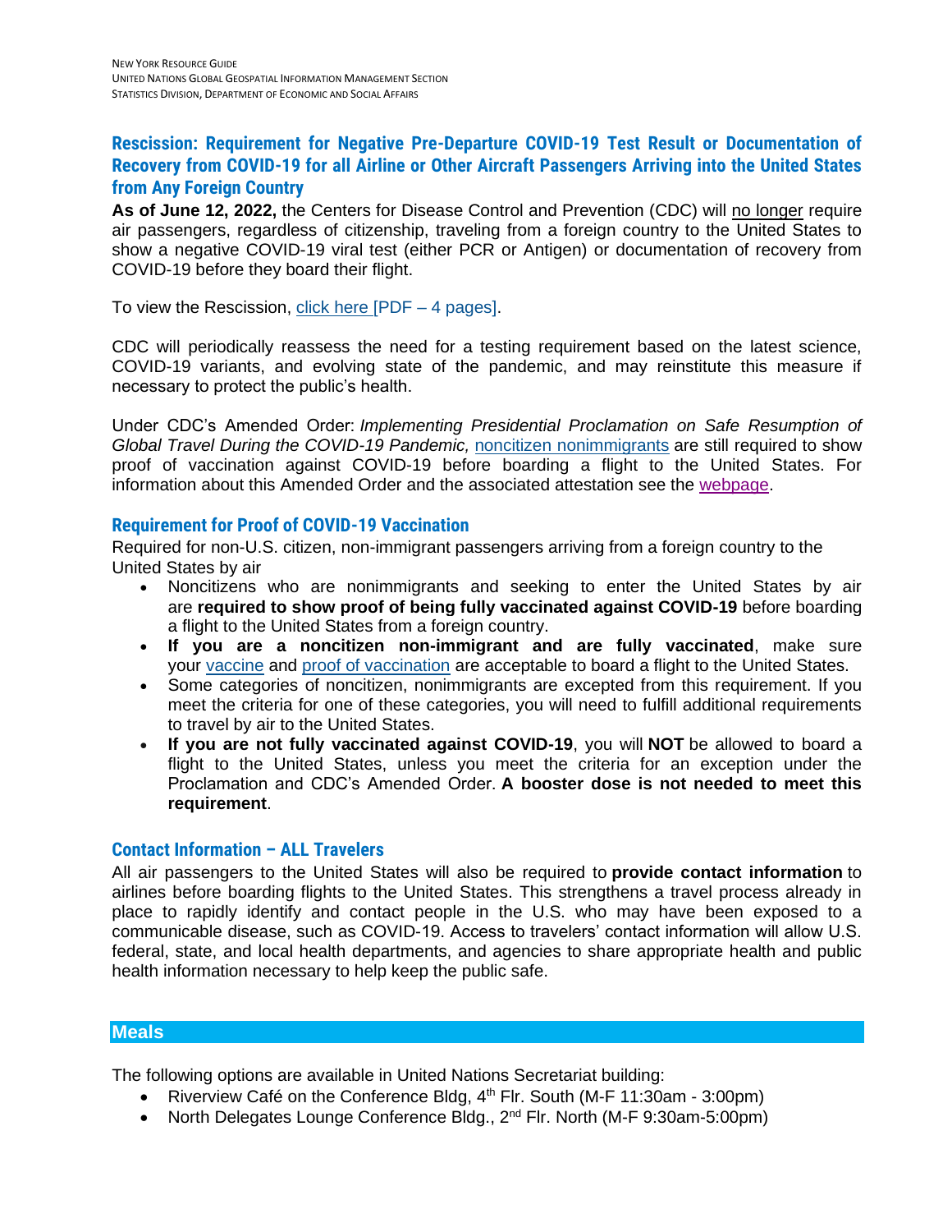## Rescission: Requirement for Negative Pre-Departure COVID-19 Test Result or Documentation of Recovery from COVID-19 for all Airline or Other Aircraft Passengers Arriving into the United States from Any Foreign Country

**As of June 12, 2022,** the Centers for Disease Control and Prevention (CDC) will no longer require air passengers, regardless of citizenship, traveling from a foreign country to the United States to show a negative COVID-19 viral test (either PCR or Antigen) or documentation of recovery from COVID-19 before they board their flight.

To view the Rescission, click here [PDF – 4 pages].

CDC will periodically reassess the need for a testing requirement based on the latest science, COVID-19 variants, and evolving state of the pandemic, and may reinstitute this measure if necessary to protect the public's health.

Under CDC's Amended Order: *Implementing Presidential Proclamation on Safe Resumption of Global Travel During the COVID-19 Pandemic,* noncitizen nonimmigrants are still required to show proof of vaccination against COVID-19 before boarding a flight to the United States. For information about this Amended Order and the associated attestation see the webpage.

### Requirement for Proof of COVID-19 Vaccination

Required for non-U.S. citizen, non-immigrant passengers arriving from a foreign country to the United States by air

- Noncitizens who are nonimmigrants and seeking to enter the United States by air are **required to show proof of being fully vaccinated against COVID-19** before boarding a flight to the United States from a foreign country.
- **If you are a noncitizen non-immigrant and are fully vaccinated**, make sure your vaccine and proof of vaccination are acceptable to board a flight to the United States.
- Some categories of noncitizen, nonimmigrants are excepted from this requirement. If you meet the criteria for one of these categories, you will need to fulfill additional requirements to travel by air to the United States.
- **If you are not fully vaccinated against COVID-19**, you will **NOT** be allowed to board a flight to the United States, unless you meet the criteria for an exception under the Proclamation and CDC's Amended Order. **A booster dose is not needed to meet this requirement**.

### Contact Information – ALL Travelers

All air passengers to the United States will also be required to **provide contact information** to airlines before boarding flights to the United States. This strengthens a travel process already in place to rapidly identify and contact people in the U.S. who may have been exposed to a communicable disease, such as COVID-19. Access to travelers' contact information will allow U.S. federal, state, and local health departments, and agencies to share appropriate health and public health information necessary to help keep the public safe.

## Meals

The following options are available in United Nations Secretariat building:

- Riverview Café on the Conference Bldg, 4th Flr. South (M-F 11:30am - 3:00pm)
- North Delegates Lounge Conference Bldg., 2nd Flr. North (M-F 9:30am-5:00pm)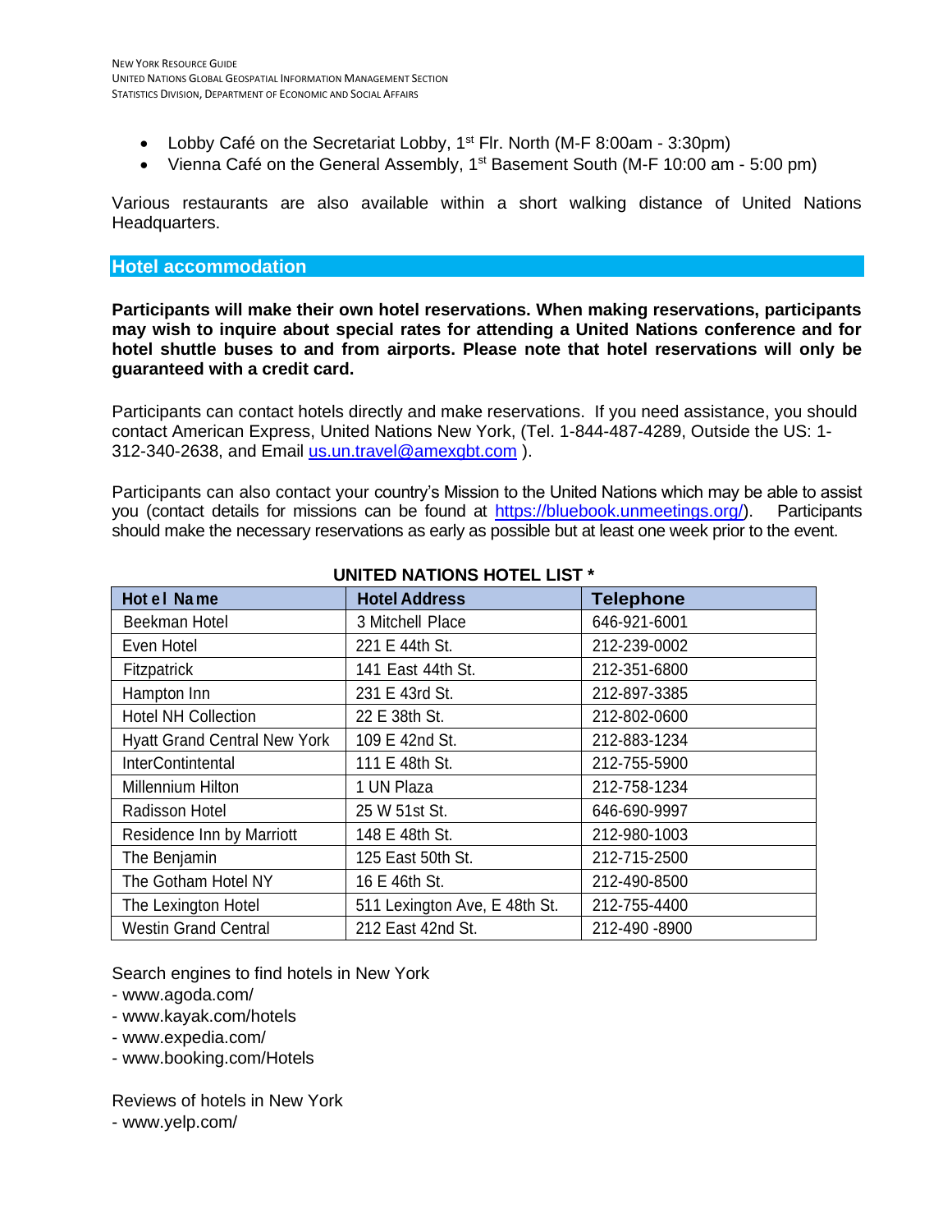- Lobby Café on the Secretariat Lobby, 1st Flr. North (M-F 8:00am - 3:30pm)
- Vienna Café on the General Assembly, 1st Basement South (M-F 10:00 am - 5:00 pm)

Various restaurants are also available within a short walking distance of United Nations Headquarters.

## Hotel accommodation

**Participants will make their own hotel reservations. When making reservations, participants may wish to inquire about special rates for attending a United Nations conference and for hotel shuttle buses to and from airports. Please note that hotel reservations will only be guaranteed with a credit card.**

Participants can contact hotels directly and make reservations. If you need assistance, you should contact American Express, United Nations New York, (Tel. 1-844-487-4289, Outside the US: 1-312-340-2638, and Email us.un.travel@amexgbt.com ).

Participants can also contact your country's Mission to the United Nations which may be able to assist you (contact details for missions can be found at https://bluebook.unmeetings.org/). Participants should make the necessary reservations as early as possible but at least one week prior to the event.

**UNITED NATIONS HOTEL LIST \***

| Hotel Name | Hotel Address | Telephone |
|---|---|---|
| Beekman Hotel | 3 Mitchell Place | 646-921-6001 |
| Even Hotel | 221 E 44th St. | 212-239-0002 |
| Fitzpatrick | 141 East 44th St. | 212-351-6800 |
| Hampton Inn | 231 E 43rd St. | 212-897-3385 |
| Hotel NH Collection | 22 E 38th St. | 212-802-0600 |
| Hyatt Grand Central New York | 109 E 42nd St. | 212-883-1234 |
| InterContintental | 111 E 48th St. | 212-755-5900 |
| Millennium Hilton | 1 UN Plaza | 212-758-1234 |
| Radisson Hotel | 25 W 51st St. | 646-690-9997 |
| Residence Inn by Marriott | 148 E 48th St. | 212-980-1003 |
| The Benjamin | 125 East 50th St. | 212-715-2500 |
| The Gotham Hotel NY | 16 E 46th St. | 212-490-8500 |
| The Lexington Hotel | 511 Lexington Ave, E 48th St. | 212-755-4400 |
| Westin Grand Central | 212 East 42nd St. | 212-490 -8900 |

Search engines to find hotels in New York
- www.agoda.com/
- www.kayak.com/hotels
- www.expedia.com/
- www.booking.com/Hotels

Reviews of hotels in New York
- www.yelp.com/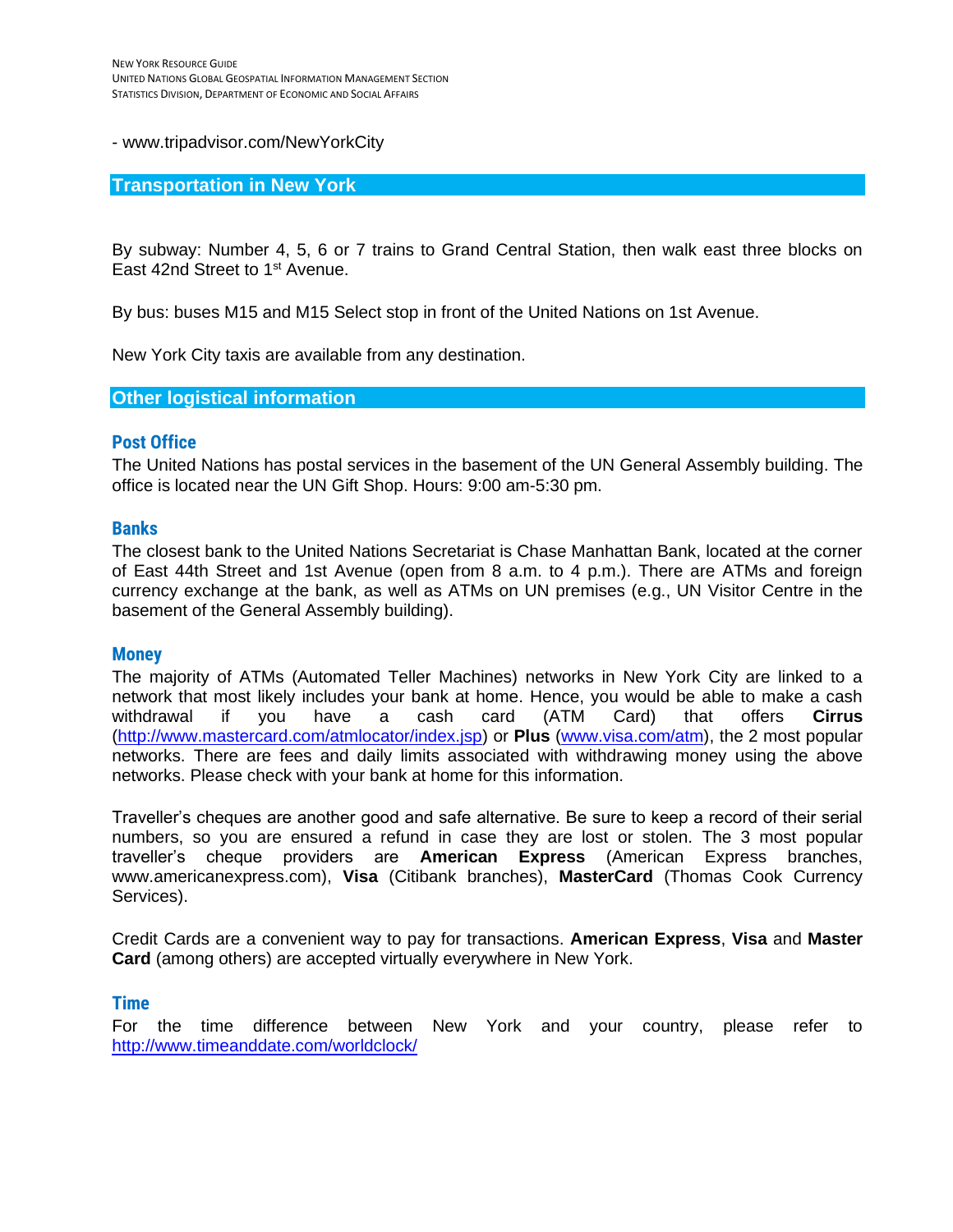- www.tripadvisor.com/NewYorkCity

## Transportation in New York

By subway: Number 4, 5, 6 or 7 trains to Grand Central Station, then walk east three blocks on East 42nd Street to 1st Avenue.

By bus: buses M15 and M15 Select stop in front of the United Nations on 1st Avenue.

New York City taxis are available from any destination.

## Other logistical information

### Post Office

The United Nations has postal services in the basement of the UN General Assembly building. The office is located near the UN Gift Shop. Hours: 9:00 am-5:30 pm.

### Banks

The closest bank to the United Nations Secretariat is Chase Manhattan Bank, located at the corner of East 44th Street and 1st Avenue (open from 8 a.m. to 4 p.m.). There are ATMs and foreign currency exchange at the bank, as well as ATMs on UN premises (e.g., UN Visitor Centre in the basement of the General Assembly building).

### Money

The majority of ATMs (Automated Teller Machines) networks in New York City are linked to a network that most likely includes your bank at home. Hence, you would be able to make a cash withdrawal if you have a cash card (ATM Card) that offers **Cirrus** (http://www.mastercard.com/atmlocator/index.jsp) or **Plus** (www.visa.com/atm), the 2 most popular networks. There are fees and daily limits associated with withdrawing money using the above networks. Please check with your bank at home for this information.

Traveller's cheques are another good and safe alternative. Be sure to keep a record of their serial numbers, so you are ensured a refund in case they are lost or stolen. The 3 most popular traveller's cheque providers are **American Express** (American Express branches, www.americanexpress.com), **Visa** (Citibank branches), **MasterCard** (Thomas Cook Currency Services).

Credit Cards are a convenient way to pay for transactions. **American Express**, **Visa** and **Master Card** (among others) are accepted virtually everywhere in New York.

### Time

For the time difference between New York and your country, please refer to http://www.timeanddate.com/worldclock/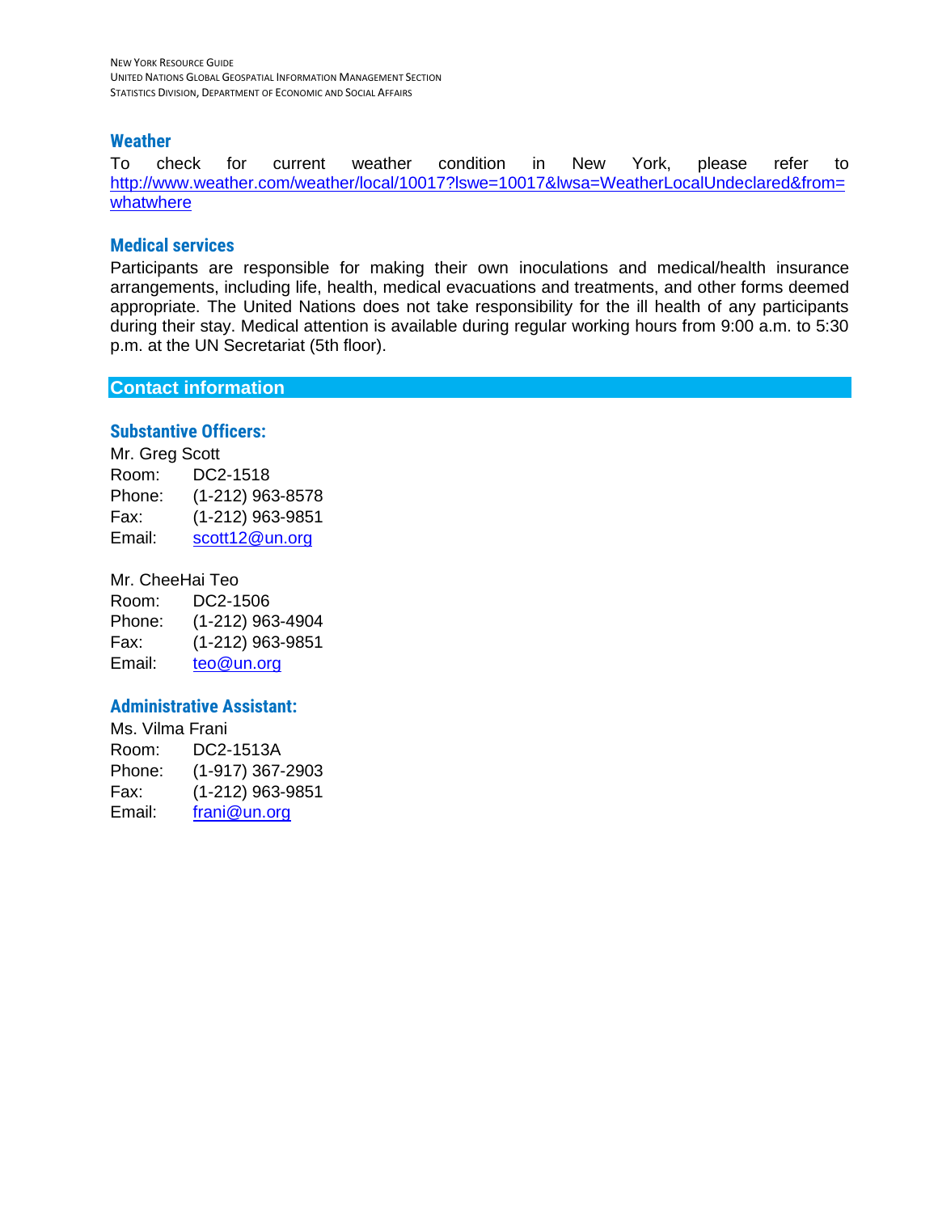### Weather

To check for current weather condition in New York, please refer to http://www.weather.com/weather/local/10017?lswe=10017&lwsa=WeatherLocalUndeclared&from=whatwhere

### Medical services

Participants are responsible for making their own inoculations and medical/health insurance arrangements, including life, health, medical evacuations and treatments, and other forms deemed appropriate. The United Nations does not take responsibility for the ill health of any participants during their stay. Medical attention is available during regular working hours from 9:00 a.m. to 5:30 p.m. at the UN Secretariat (5th floor).

## Contact information

### Substantive Officers:

Mr. Greg Scott
Room: DC2-1518
Phone: (1-212) 963-8578
Fax: (1-212) 963-9851
Email: scott12@un.org

Mr. CheeHai Teo
Room: DC2-1506
Phone: (1-212) 963-4904
Fax: (1-212) 963-9851
Email: teo@un.org

### Administrative Assistant:

Ms. Vilma Frani
Room: DC2-1513A
Phone: (1-917) 367-2903
Fax: (1-212) 963-9851
Email: frani@un.org